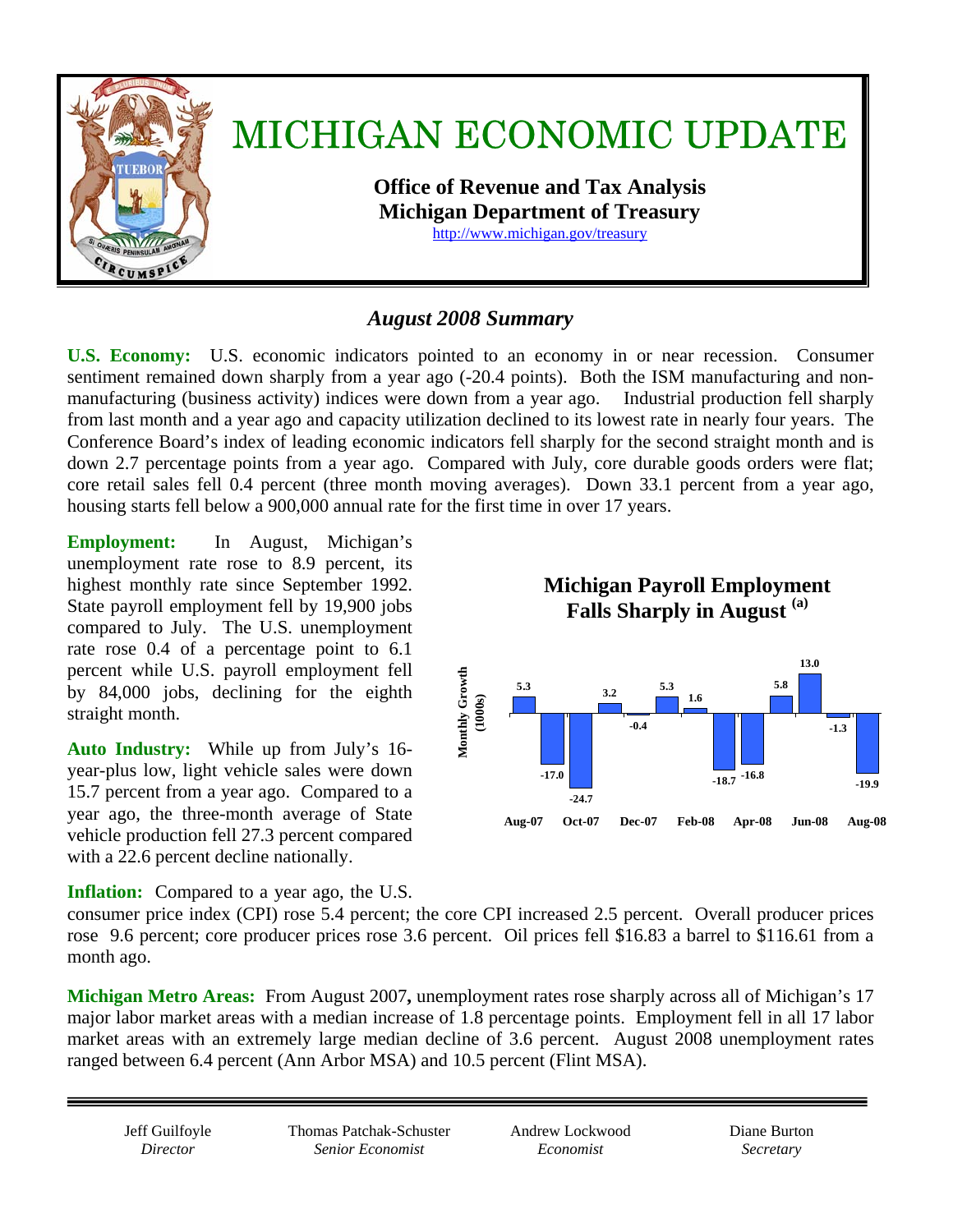# MICHIGAN ECONOMIC UPDATE

**Office of Revenue and Tax Analysis**
**Michigan Department of Treasury**
http://www.michigan.gov/treasury

## *August 2008 Summary*

**U.S. Economy:** U.S. economic indicators pointed to an economy in or near recession. Consumer sentiment remained down sharply from a year ago (-20.4 points). Both the ISM manufacturing and non-manufacturing (business activity) indices were down from a year ago. Industrial production fell sharply from last month and a year ago and capacity utilization declined to its lowest rate in nearly four years. The Conference Board's index of leading economic indicators fell sharply for the second straight month and is down 2.7 percentage points from a year ago. Compared with July, core durable goods orders were flat; core retail sales fell 0.4 percent (three month moving averages). Down 33.1 percent from a year ago, housing starts fell below a 900,000 annual rate for the first time in over 17 years.

**Employment:** In August, Michigan's unemployment rate rose to 8.9 percent, its highest monthly rate since September 1992. State payroll employment fell by 19,900 jobs compared to July. The U.S. unemployment rate rose 0.4 of a percentage point to 6.1 percent while U.S. payroll employment fell by 84,000 jobs, declining for the eighth straight month.

**Michigan Payroll Employment Falls Sharply in August [(a)]**

Monthly Growth (1000s)

| Month | Aug-07 | Sep-07 | Oct-07 | Nov-07 | Dec-07 | Jan-08 | Feb-08 | Mar-08 | Apr-08 | May-08 | Jun-08 | Jul-08 | Aug-08 |
|---|---|---|---|---|---|---|---|---|---|---|---|---|---|
| Growth | 5.3 | -17.0 | -24.7 | 3.2 | -0.4 | 5.3 | 1.6 | -18.7 | -16.8 | 5.8 | 13.0 | -1.3 | -19.9 |

**Auto Industry:** While up from July's 16-year-plus low, light vehicle sales were down 15.7 percent from a year ago. Compared to a year ago, the three-month average of State vehicle production fell 27.3 percent compared with a 22.6 percent decline nationally.

**Inflation:** Compared to a year ago, the U.S. consumer price index (CPI) rose 5.4 percent; the core CPI increased 2.5 percent. Overall producer prices rose 9.6 percent; core producer prices rose 3.6 percent. Oil prices fell $16.83 a barrel to $116.61 from a month ago.

**Michigan Metro Areas:** From August 2007**,** unemployment rates rose sharply across all of Michigan's 17 major labor market areas with a median increase of 1.8 percentage points. Employment fell in all 17 labor market areas with an extremely large median decline of 3.6 percent. August 2008 unemployment rates ranged between 6.4 percent (Ann Arbor MSA) and 10.5 percent (Flint MSA).

---

| Jeff Guilfoyle | Thomas Patchak-Schuster | Andrew Lockwood | Diane Burton |
|---|---|---|---|
| *Director* | *Senior Economist* | *Economist* | *Secretary* |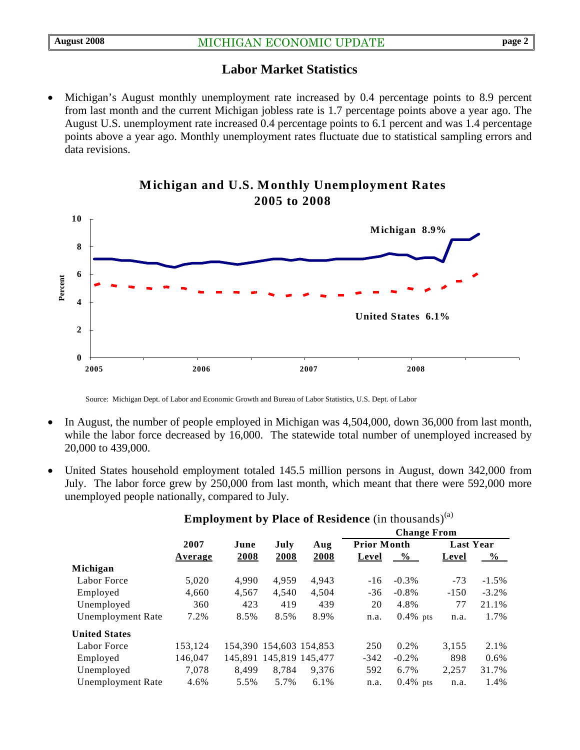## Labor Market Statistics

- Michigan's August monthly unemployment rate increased by 0.4 percentage points to 8.9 percent from last month and the current Michigan jobless rate is 1.7 percentage points above a year ago. The August U.S. unemployment rate increased 0.4 percentage points to 6.1 percent and was 1.4 percentage points above a year ago. Monthly unemployment rates fluctuate due to statistical sampling errors and data revisions.

**Michigan and U.S. Monthly Unemployment Rates 2005 to 2008**

Michigan 8.9%

United States 6.1%

Source: Michigan Dept. of Labor and Economic Growth and Bureau of Labor Statistics, U.S. Dept. of Labor

- In August, the number of people employed in Michigan was 4,504,000, down 36,000 from last month, while the labor force decreased by 16,000. The statewide total number of unemployed increased by 20,000 to 439,000.

- United States household employment totaled 145.5 million persons in August, down 342,000 from July. The labor force grew by 250,000 from last month, which meant that there were 592,000 more unemployed people nationally, compared to July.

**Employment by Place of Residence** (in thousands)[(a)]

| | 2007 Average | June 2008 | July 2008 | Aug 2008 | Change From Prior Month Level | Prior Month % | Last Year Level | Last Year % |
|---|---|---|---|---|---|---|---|---|
| **Michigan** | | | | | | | | |
| Labor Force | 5,020 | 4,990 | 4,959 | 4,943 | -16 | -0.3% | -73 | -1.5% |
| Employed | 4,660 | 4,567 | 4,540 | 4,504 | -36 | -0.8% | -150 | -3.2% |
| Unemployed | 360 | 423 | 419 | 439 | 20 | 4.8% | 77 | 21.1% |
| Unemployment Rate | 7.2% | 8.5% | 8.5% | 8.9% | n.a. | 0.4% pts | n.a. | 1.7% |
| **United States** | | | | | | | | |
| Labor Force | 153,124 | 154,390 | 154,603 | 154,853 | 250 | 0.2% | 3,155 | 2.1% |
| Employed | 146,047 | 145,891 | 145,819 | 145,477 | -342 | -0.2% | 898 | 0.6% |
| Unemployed | 7,078 | 8,499 | 8,784 | 9,376 | 592 | 6.7% | 2,257 | 31.7% |
| Unemployment Rate | 4.6% | 5.5% | 5.7% | 6.1% | n.a. | 0.4% pts | n.a. | 1.4% |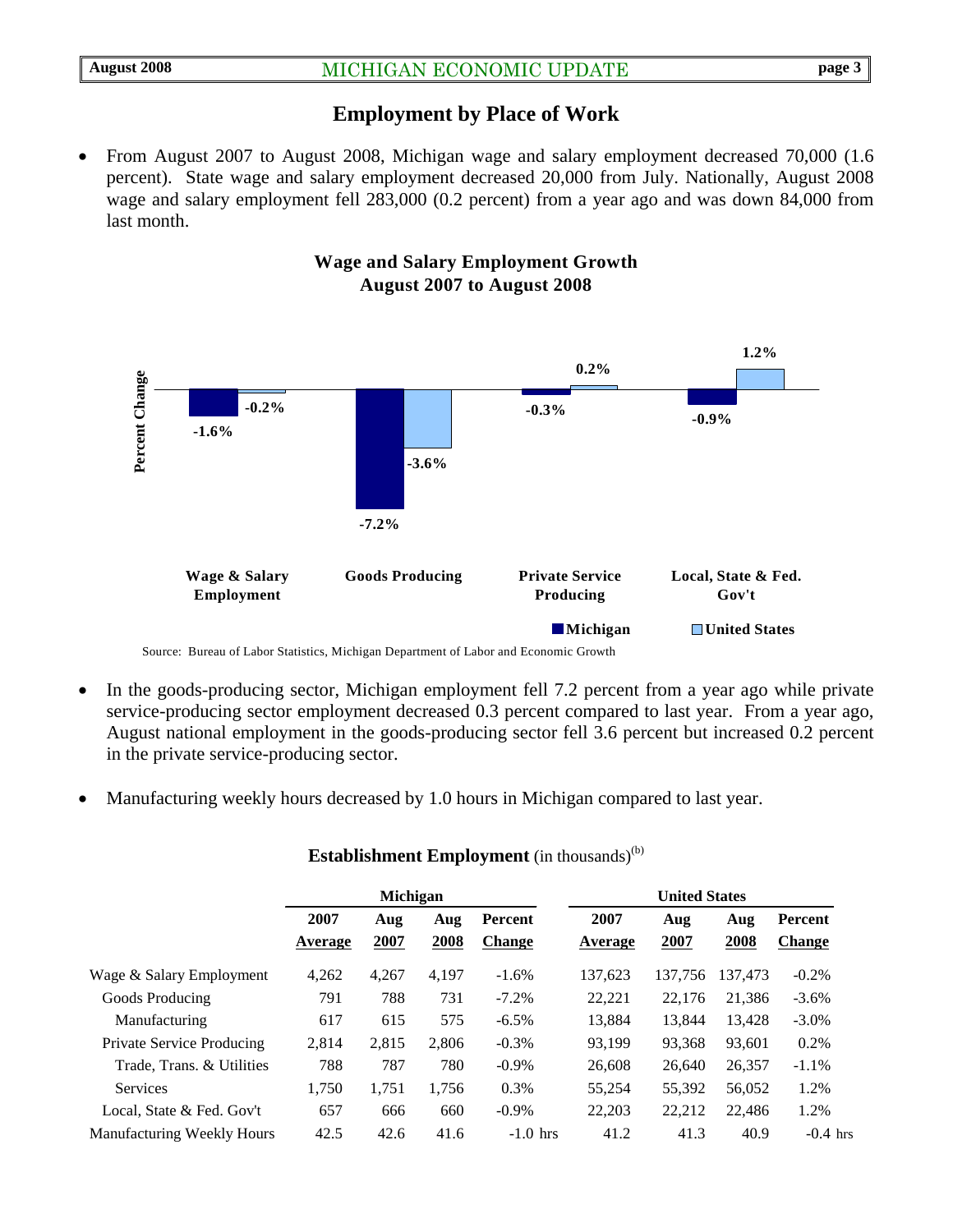## Employment by Place of Work

- From August 2007 to August 2008, Michigan wage and salary employment decreased 70,000 (1.6 percent). State wage and salary employment decreased 20,000 from July. Nationally, August 2008 wage and salary employment fell 283,000 (0.2 percent) from a year ago and was down 84,000 from last month.

**Wage and Salary Employment Growth**
**August 2007 to August 2008**

| Percent Change | Michigan | United States |
|---|---|---|
| Wage & Salary Employment | -1.6% | -0.2% |
| Goods Producing | -7.2% | -3.6% |
| Private Service Producing | -0.3% | 0.2% |
| Local, State & Fed. Gov't | -0.9% | 1.2% |

Source: Bureau of Labor Statistics, Michigan Department of Labor and Economic Growth

- In the goods-producing sector, Michigan employment fell 7.2 percent from a year ago while private service-producing sector employment decreased 0.3 percent compared to last year. From a year ago, August national employment in the goods-producing sector fell 3.6 percent but increased 0.2 percent in the private service-producing sector.

- Manufacturing weekly hours decreased by 1.0 hours in Michigan compared to last year.

**Establishment Employment** (in thousands)[b]

| | Michigan | | | | United States | | | |
|---|---|---|---|---|---|---|---|---|
| | 2007 Average | Aug 2007 | Aug 2008 | Percent Change | 2007 Average | Aug 2007 | Aug 2008 | Percent Change |
| Wage & Salary Employment | 4,262 | 4,267 | 4,197 | -1.6% | 137,623 | 137,756 | 137,473 | -0.2% |
| Goods Producing | 791 | 788 | 731 | -7.2% | 22,221 | 22,176 | 21,386 | -3.6% |
| Manufacturing | 617 | 615 | 575 | -6.5% | 13,884 | 13,844 | 13,428 | -3.0% |
| Private Service Producing | 2,814 | 2,815 | 2,806 | -0.3% | 93,199 | 93,368 | 93,601 | 0.2% |
| Trade, Trans. & Utilities | 788 | 787 | 780 | -0.9% | 26,608 | 26,640 | 26,357 | -1.1% |
| Services | 1,750 | 1,751 | 1,756 | 0.3% | 55,254 | 55,392 | 56,052 | 1.2% |
| Local, State & Fed. Gov't | 657 | 666 | 660 | -0.9% | 22,203 | 22,212 | 22,486 | 1.2% |
| Manufacturing Weekly Hours | 42.5 | 42.6 | 41.6 | -1.0 hrs | 41.2 | 41.3 | 40.9 | -0.4 hrs |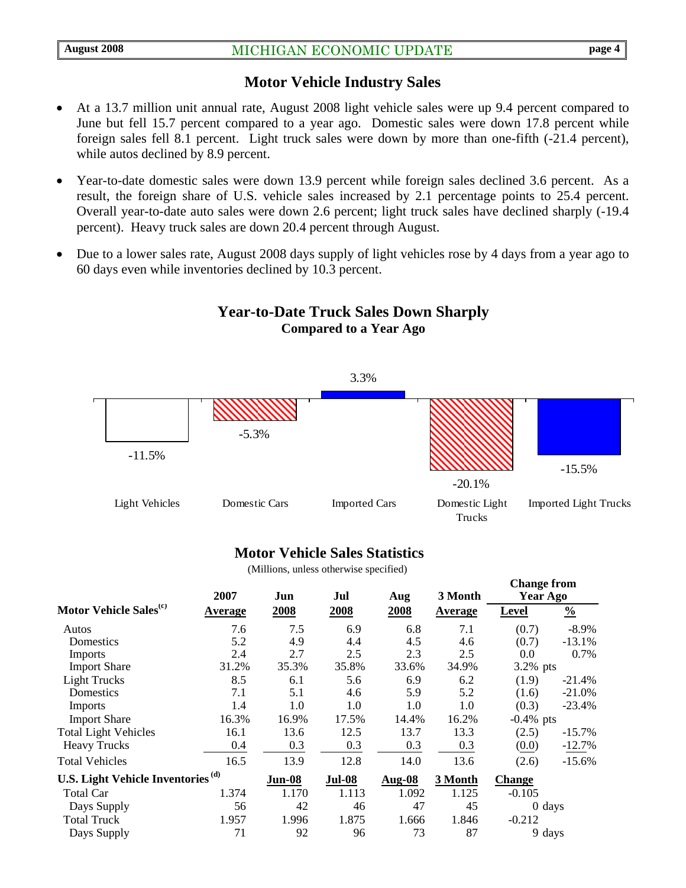## Motor Vehicle Industry Sales

- At a 13.7 million unit annual rate, August 2008 light vehicle sales were up 9.4 percent compared to June but fell 15.7 percent compared to a year ago. Domestic sales were down 17.8 percent while foreign sales fell 8.1 percent. Light truck sales were down by more than one-fifth (-21.4 percent), while autos declined by 8.9 percent.
- Year-to-date domestic sales were down 13.9 percent while foreign sales declined 3.6 percent. As a result, the foreign share of U.S. vehicle sales increased by 2.1 percentage points to 25.4 percent. Overall year-to-date auto sales were down 2.6 percent; light truck sales have declined sharply (-19.4 percent). Heavy truck sales are down 20.4 percent through August.
- Due to a lower sales rate, August 2008 days supply of light vehicles rose by 4 days from a year ago to 60 days even while inventories declined by 10.3 percent.

### Year-to-Date Truck Sales Down Sharply
**Compared to a Year Ago**

| Light Vehicles | Domestic Cars | Imported Cars | Domestic Light Trucks | Imported Light Trucks |
|---|---|---|---|---|
| -11.5% | -5.3% | 3.3% | -20.1% | -15.5% |

### Motor Vehicle Sales Statistics

(Millions, unless otherwise specified)

| Motor Vehicle Sales(c) | 2007 Average | Jun 2008 | Jul 2008 | Aug 2008 | 3 Month Average | Change from Year Ago Level | % |
|---|---|---|---|---|---|---|---|
| Autos | 7.6 | 7.5 | 6.9 | 6.8 | 7.1 | (0.7) | -8.9% |
| Domestics | 5.2 | 4.9 | 4.4 | 4.5 | 4.6 | (0.7) | -13.1% |
| Imports | 2.4 | 2.7 | 2.5 | 2.3 | 2.5 | 0.0 | 0.7% |
| Import Share | 31.2% | 35.3% | 35.8% | 33.6% | 34.9% | 3.2% pts | |
| Light Trucks | 8.5 | 6.1 | 5.6 | 6.9 | 6.2 | (1.9) | -21.4% |
| Domestics | 7.1 | 5.1 | 4.6 | 5.9 | 5.2 | (1.6) | -21.0% |
| Imports | 1.4 | 1.0 | 1.0 | 1.0 | 1.0 | (0.3) | -23.4% |
| Import Share | 16.3% | 16.9% | 17.5% | 14.4% | 16.2% | -0.4% pts | |
| Total Light Vehicles | 16.1 | 13.6 | 12.5 | 13.7 | 13.3 | (2.5) | -15.7% |
| Heavy Trucks | 0.4 | 0.3 | 0.3 | 0.3 | 0.3 | (0.0) | -12.7% |
| Total Vehicles | 16.5 | 13.9 | 12.8 | 14.0 | 13.6 | (2.6) | -15.6% |
| **U.S. Light Vehicle Inventories (d)** | | **Jun-08** | **Jul-08** | **Aug-08** | **3 Month** | **Change** | |
| Total Car | 1.374 | 1.170 | 1.113 | 1.092 | 1.125 | -0.105 | |
| Days Supply | 56 | 42 | 46 | 47 | 45 | 0 days | |
| Total Truck | 1.957 | 1.996 | 1.875 | 1.666 | 1.846 | -0.212 | |
| Days Supply | 71 | 92 | 96 | 73 | 87 | 9 days | |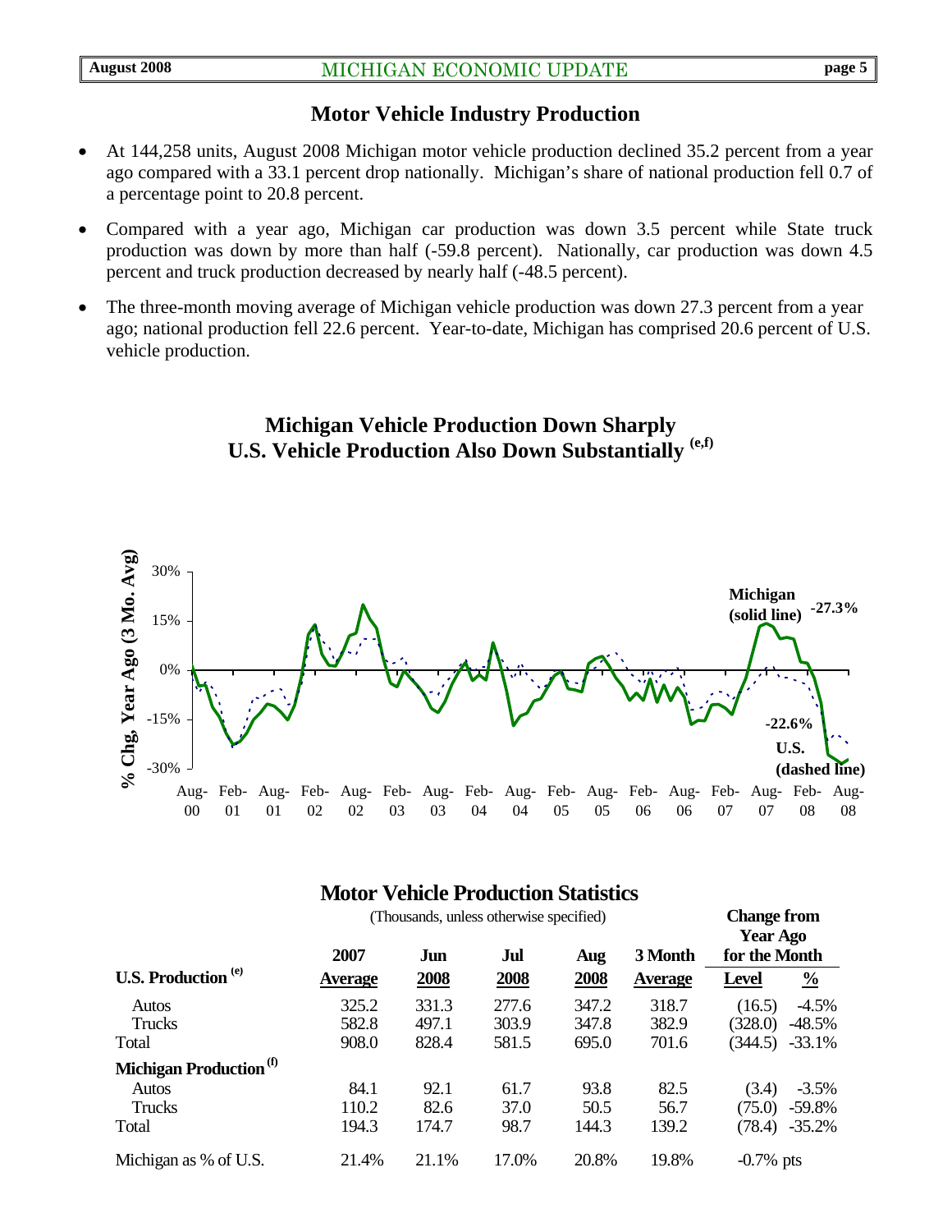## Motor Vehicle Industry Production

- At 144,258 units, August 2008 Michigan motor vehicle production declined 35.2 percent from a year ago compared with a 33.1 percent drop nationally. Michigan's share of national production fell 0.7 of a percentage point to 20.8 percent.
- Compared with a year ago, Michigan car production was down 3.5 percent while State truck production was down by more than half (-59.8 percent). Nationally, car production was down 4.5 percent and truck production decreased by nearly half (-48.5 percent).
- The three-month moving average of Michigan vehicle production was down 27.3 percent from a year ago; national production fell 22.6 percent. Year-to-date, Michigan has comprised 20.6 percent of U.S. vehicle production.

### Michigan Vehicle Production Down Sharply
### U.S. Vehicle Production Also Down Substantially [e,f]

### Motor Vehicle Production Statistics

(Thousands, unless otherwise specified)

| | 2007 Average | Jun 2008 | Jul 2008 | Aug 2008 | 3 Month Average | Change from Year Ago for the Month: Level | % |
|---|---|---|---|---|---|---|---|
| **U.S. Production** [e] | | | | | | | |
| Autos | 325.2 | 331.3 | 277.6 | 347.2 | 318.7 | (16.5) | -4.5% |
| Trucks | 582.8 | 497.1 | 303.9 | 347.8 | 382.9 | (328.0) | -48.5% |
| Total | 908.0 | 828.4 | 581.5 | 695.0 | 701.6 | (344.5) | -33.1% |
| **Michigan Production** [f] | | | | | | | |
| Autos | 84.1 | 92.1 | 61.7 | 93.8 | 82.5 | (3.4) | -3.5% |
| Trucks | 110.2 | 82.6 | 37.0 | 50.5 | 56.7 | (75.0) | -59.8% |
| Total | 194.3 | 174.7 | 98.7 | 144.3 | 139.2 | (78.4) | -35.2% |
| Michigan as % of U.S. | 21.4% | 21.1% | 17.0% | 20.8% | 19.8% | -0.7% pts | |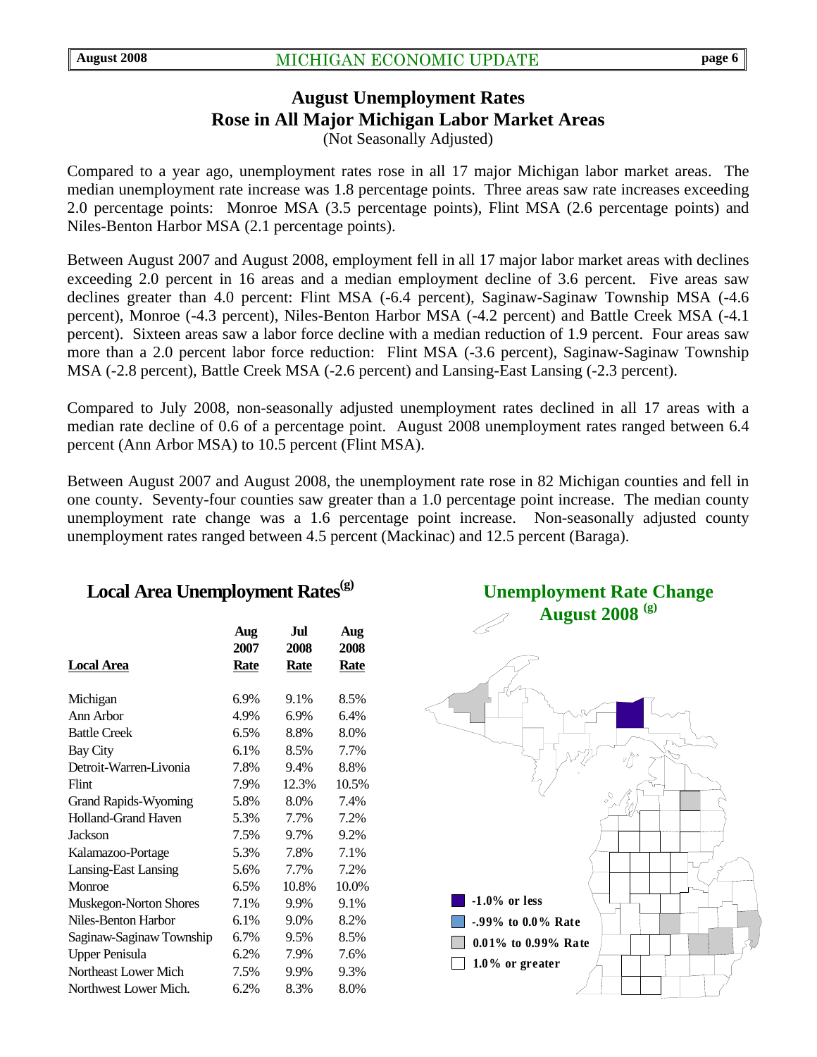## August Unemployment Rates Rose in All Major Michigan Labor Market Areas

(Not Seasonally Adjusted)

Compared to a year ago, unemployment rates rose in all 17 major Michigan labor market areas. The median unemployment rate increase was 1.8 percentage points. Three areas saw rate increases exceeding 2.0 percentage points: Monroe MSA (3.5 percentage points), Flint MSA (2.6 percentage points) and Niles-Benton Harbor MSA (2.1 percentage points).

Between August 2007 and August 2008, employment fell in all 17 major labor market areas with declines exceeding 2.0 percent in 16 areas and a median employment decline of 3.6 percent. Five areas saw declines greater than 4.0 percent: Flint MSA (-6.4 percent), Saginaw-Saginaw Township MSA (-4.6 percent), Monroe (-4.3 percent), Niles-Benton Harbor MSA (-4.2 percent) and Battle Creek MSA (-4.1 percent). Sixteen areas saw a labor force decline with a median reduction of 1.9 percent. Four areas saw more than a 2.0 percent labor force reduction: Flint MSA (-3.6 percent), Saginaw-Saginaw Township MSA (-2.8 percent), Battle Creek MSA (-2.6 percent) and Lansing-East Lansing (-2.3 percent).

Compared to July 2008, non-seasonally adjusted unemployment rates declined in all 17 areas with a median rate decline of 0.6 of a percentage point. August 2008 unemployment rates ranged between 6.4 percent (Ann Arbor MSA) to 10.5 percent (Flint MSA).

Between August 2007 and August 2008, the unemployment rate rose in 82 Michigan counties and fell in one county. Seventy-four counties saw greater than a 1.0 percentage point increase. The median county unemployment rate change was a 1.6 percentage point increase. Non-seasonally adjusted county unemployment rates ranged between 4.5 percent (Mackinac) and 12.5 percent (Baraga).

### Local Area Unemployment Rates[g]

| Local Area | Aug 2007 Rate | Jul 2008 Rate | Aug 2008 Rate |
|---|---|---|---|
| Michigan | 6.9% | 9.1% | 8.5% |
| Ann Arbor | 4.9% | 6.9% | 6.4% |
| Battle Creek | 6.5% | 8.8% | 8.0% |
| Bay City | 6.1% | 8.5% | 7.7% |
| Detroit-Warren-Livonia | 7.8% | 9.4% | 8.8% |
| Flint | 7.9% | 12.3% | 10.5% |
| Grand Rapids-Wyoming | 5.8% | 8.0% | 7.4% |
| Holland-Grand Haven | 5.3% | 7.7% | 7.2% |
| Jackson | 7.5% | 9.7% | 9.2% |
| Kalamazoo-Portage | 5.3% | 7.8% | 7.1% |
| Lansing-East Lansing | 5.6% | 7.7% | 7.2% |
| Monroe | 6.5% | 10.8% | 10.0% |
| Muskegon-Norton Shores | 7.1% | 9.9% | 9.1% |
| Niles-Benton Harbor | 6.1% | 9.0% | 8.2% |
| Saginaw-Saginaw Township | 6.7% | 9.5% | 8.5% |
| Upper Penisula | 6.2% | 7.9% | 7.6% |
| Northeast Lower Mich | 7.5% | 9.9% | 9.3% |
| Northwest Lower Mich. | 6.2% | 8.3% | 8.0% |

### Unemployment Rate Change August 2008 [g]

- -1.0% or less
- -.99% to 0.0% Rate
- 0.01% to 0.99% Rate
- 1.0% or greater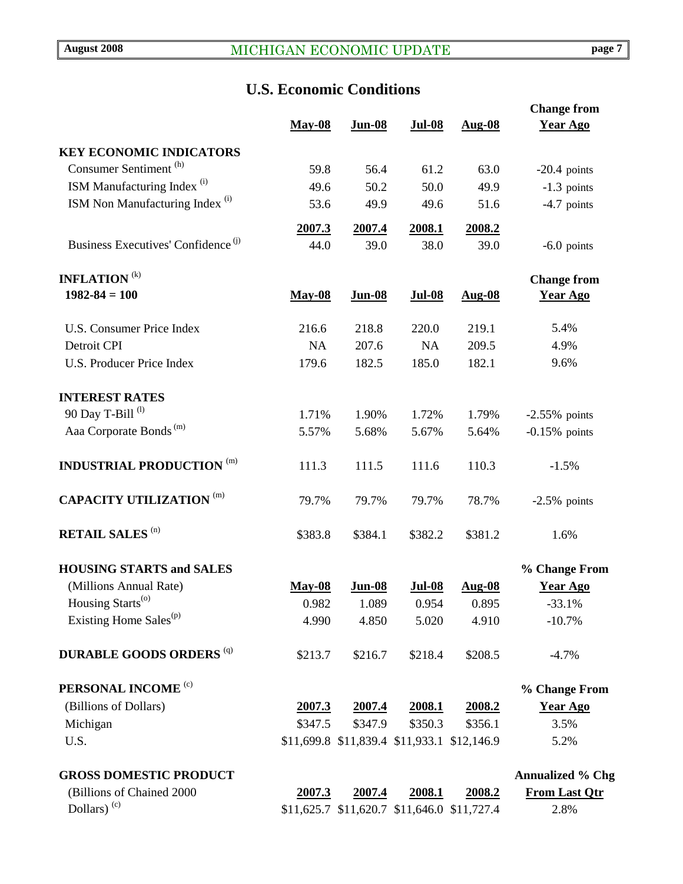## U.S. Economic Conditions

| | May-08 | Jun-08 | Jul-08 | Aug-08 | Change from Year Ago |
|---|---|---|---|---|---|
| **KEY ECONOMIC INDICATORS** | | | | | |
| Consumer Sentiment (h) | 59.8 | 56.4 | 61.2 | 63.0 | -20.4 points |
| ISM Manufacturing Index (i) | 49.6 | 50.2 | 50.0 | 49.9 | -1.3 points |
| ISM Non Manufacturing Index (i) | 53.6 | 49.9 | 49.6 | 51.6 | -4.7 points |
| | **2007.3** | **2007.4** | **2008.1** | **2008.2** | |
| Business Executives' Confidence (j) | 44.0 | 39.0 | 38.0 | 39.0 | -6.0 points |

| **INFLATION** (k) 1982-84 = 100 | May-08 | Jun-08 | Jul-08 | Aug-08 | Change from Year Ago |
|---|---|---|---|---|---|
| U.S. Consumer Price Index | 216.6 | 218.8 | 220.0 | 219.1 | 5.4% |
| Detroit CPI | NA | 207.6 | NA | 209.5 | 4.9% |
| U.S. Producer Price Index | 179.6 | 182.5 | 185.0 | 182.1 | 9.6% |
| **INTEREST RATES** | | | | | |
| 90 Day T-Bill (l) | 1.71% | 1.90% | 1.72% | 1.79% | -2.55% points |
| Aaa Corporate Bonds (m) | 5.57% | 5.68% | 5.67% | 5.64% | -0.15% points |
| **INDUSTRIAL PRODUCTION** (m) | 111.3 | 111.5 | 111.6 | 110.3 | -1.5% |
| **CAPACITY UTILIZATION** (m) | 79.7% | 79.7% | 79.7% | 78.7% | -2.5% points |
| **RETAIL SALES** (n) | $383.8 | $384.1 | $382.2 | $381.2 | 1.6% |

| **HOUSING STARTS and SALES** (Millions Annual Rate) | May-08 | Jun-08 | Jul-08 | Aug-08 | % Change From Year Ago |
|---|---|---|---|---|---|
| Housing Starts (o) | 0.982 | 1.089 | 0.954 | 0.895 | -33.1% |
| Existing Home Sales (p) | 4.990 | 4.850 | 5.020 | 4.910 | -10.7% |
| **DURABLE GOODS ORDERS** (q) | $213.7 | $216.7 | $218.4 | $208.5 | -4.7% |

| **PERSONAL INCOME** (c) (Billions of Dollars) | 2007.3 | 2007.4 | 2008.1 | 2008.2 | % Change From Year Ago |
|---|---|---|---|---|---|
| Michigan | $347.5 | $347.9 | $350.3 | $356.1 | 3.5% |
| U.S. | $11,699.8 | $11,839.4 | $11,933.1 | $12,146.9 | 5.2% |

| **GROSS DOMESTIC PRODUCT** (Billions of Chained 2000 Dollars) (c) | 2007.3 | 2007.4 | 2008.1 | 2008.2 | Annualized % Chg From Last Qtr |
|---|---|---|---|---|---|
| | $11,625.7 | $11,620.7 | $11,646.0 | $11,727.4 | 2.8% |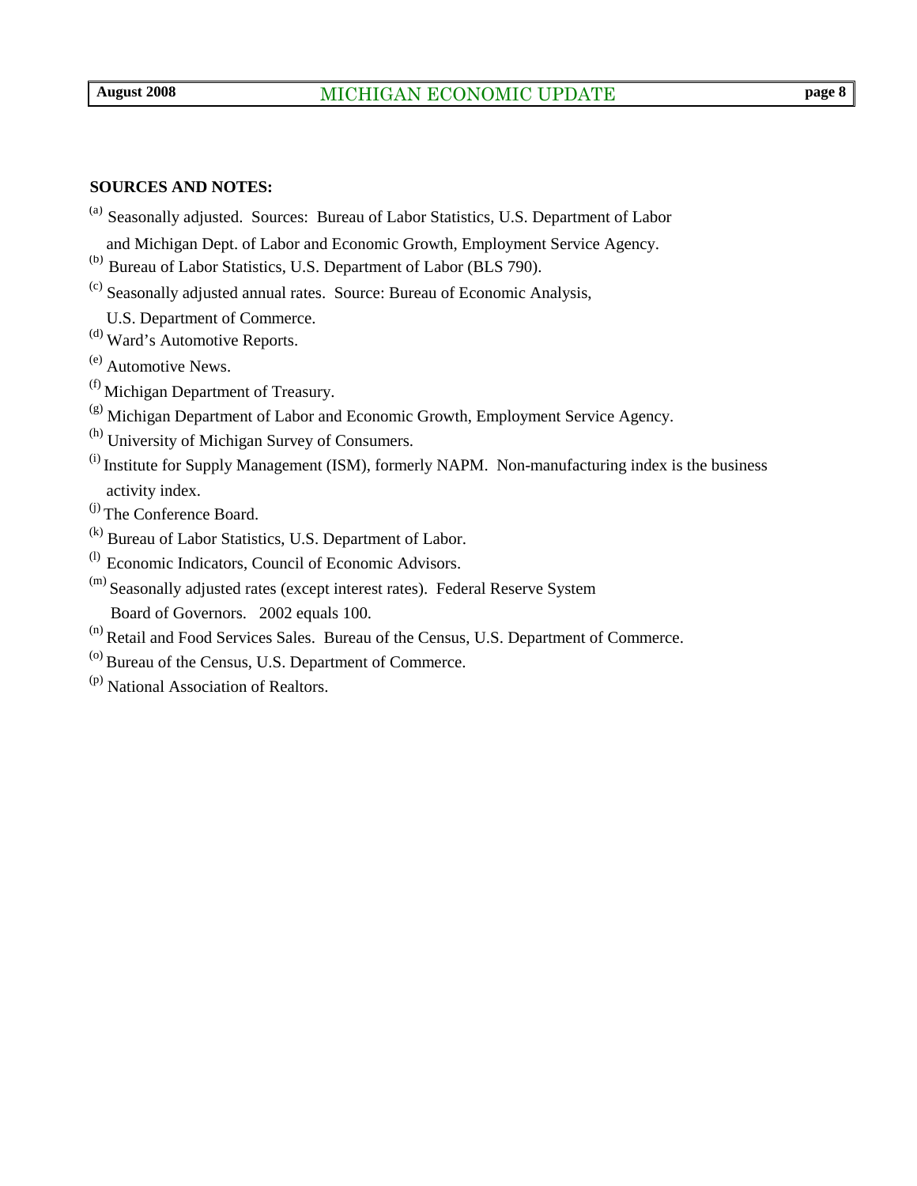**SOURCES AND NOTES:**

[a] Seasonally adjusted. Sources: Bureau of Labor Statistics, U.S. Department of Labor and Michigan Dept. of Labor and Economic Growth, Employment Service Agency.

[b] Bureau of Labor Statistics, U.S. Department of Labor (BLS 790).

[c] Seasonally adjusted annual rates. Source: Bureau of Economic Analysis, U.S. Department of Commerce.

[d] Ward's Automotive Reports.

[e] Automotive News.

[f] Michigan Department of Treasury.

[g] Michigan Department of Labor and Economic Growth, Employment Service Agency.

[h] University of Michigan Survey of Consumers.

[i] Institute for Supply Management (ISM), formerly NAPM. Non-manufacturing index is the business activity index.

[j] The Conference Board.

[k] Bureau of Labor Statistics, U.S. Department of Labor.

[l] Economic Indicators, Council of Economic Advisors.

[m] Seasonally adjusted rates (except interest rates). Federal Reserve System Board of Governors. 2002 equals 100.

[n] Retail and Food Services Sales. Bureau of the Census, U.S. Department of Commerce.

[o] Bureau of the Census, U.S. Department of Commerce.

[p] National Association of Realtors.